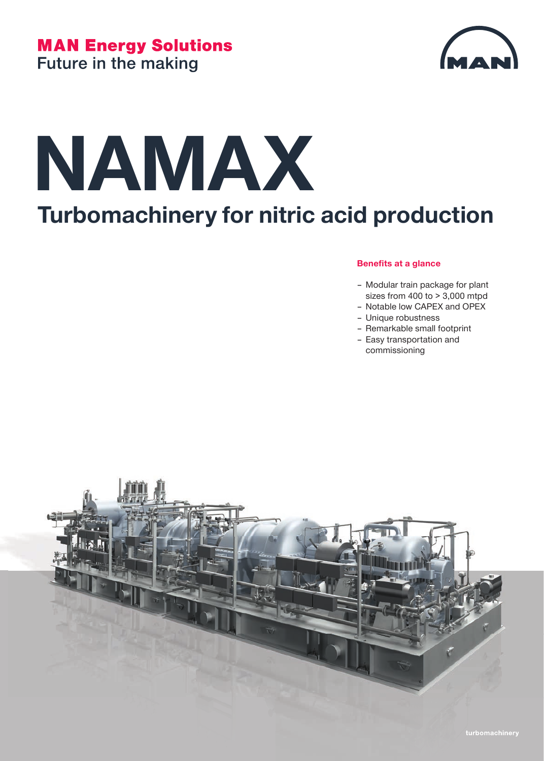**MAN Energy Solutions**
Future in the making

# NAMAX

## Turbomachinery for nitric acid production

**Benefits at a glance**

- Modular train package for plant sizes from 400 to > 3,000 mtpd
- Notable low CAPEX and OPEX
- Unique robustness
- Remarkable small footprint
- Easy transportation and commissioning

turbomachinery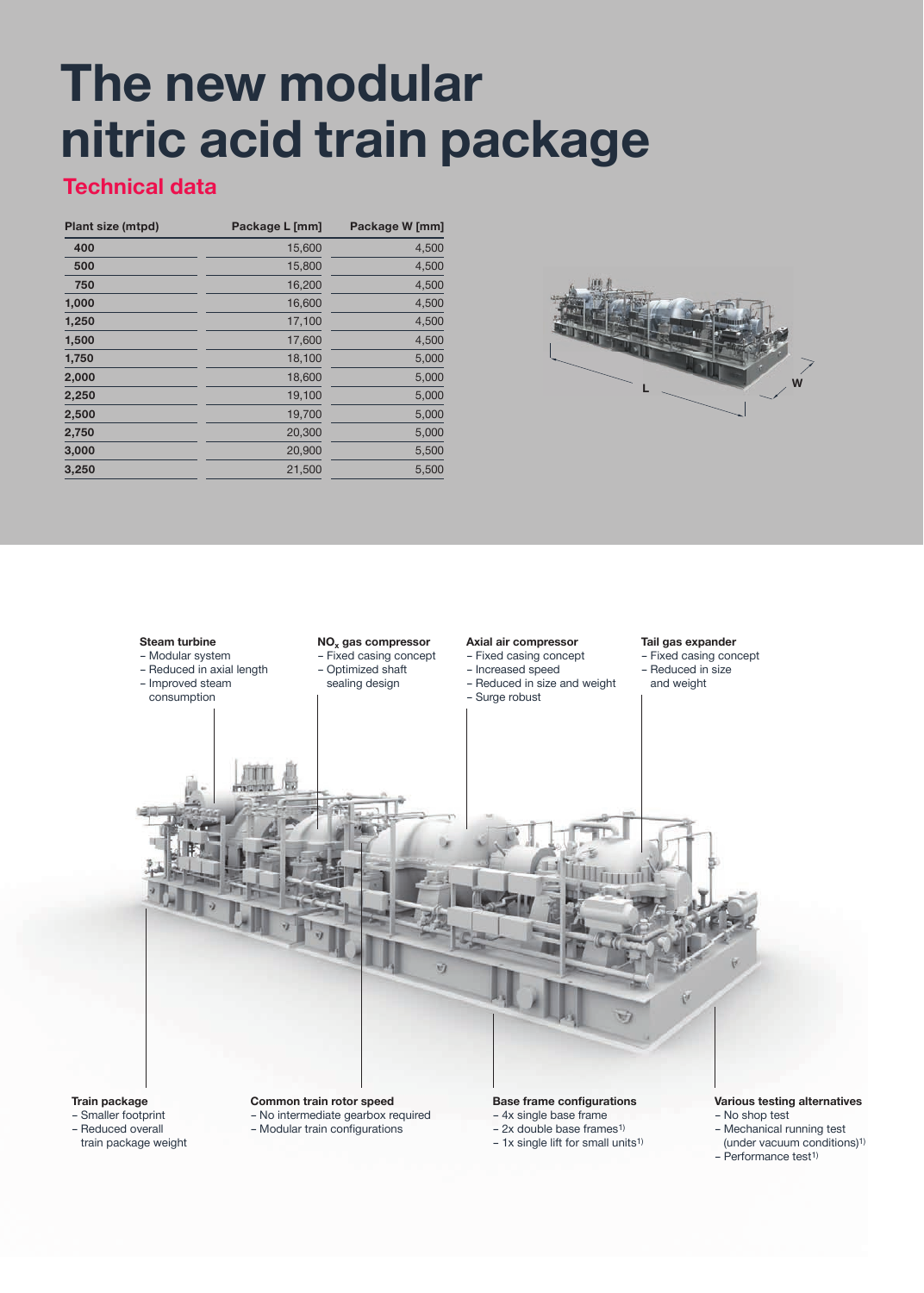# The new modular nitric acid train package

## Technical data

| Plant size (mtpd) | Package L [mm] | Package W [mm] |
|---|---|---|
| 400 | 15,600 | 4,500 |
| 500 | 15,800 | 4,500 |
| 750 | 16,200 | 4,500 |
| 1,000 | 16,600 | 4,500 |
| 1,250 | 17,100 | 4,500 |
| 1,500 | 17,600 | 4,500 |
| 1,750 | 18,100 | 5,000 |
| 2,000 | 18,600 | 5,000 |
| 2,250 | 19,100 | 5,000 |
| 2,500 | 19,700 | 5,000 |
| 2,750 | 20,300 | 5,000 |
| 3,000 | 20,900 | 5,500 |
| 3,250 | 21,500 | 5,500 |

**Steam turbine**
- Modular system
- Reduced in axial length
- Improved steam consumption

**$NO_x$ gas compressor**
- Fixed casing concept
- Optimized shaft sealing design

**Axial air compressor**
- Fixed casing concept
- Increased speed
- Reduced in size and weight
- Surge robust

**Tail gas expander**
- Fixed casing concept
- Reduced in size and weight

**Train package**
- Smaller footprint
- Reduced overall train package weight

**Common train rotor speed**
- No intermediate gearbox required
- Modular train configurations

**Base frame configurations**
- 4x single base frame
- 2x double base frames[1)]
- 1x single lift for small units[1)]

**Various testing alternatives**
- No shop test
- Mechanical running test (under vacuum conditions)[1)]
- Performance test[1)]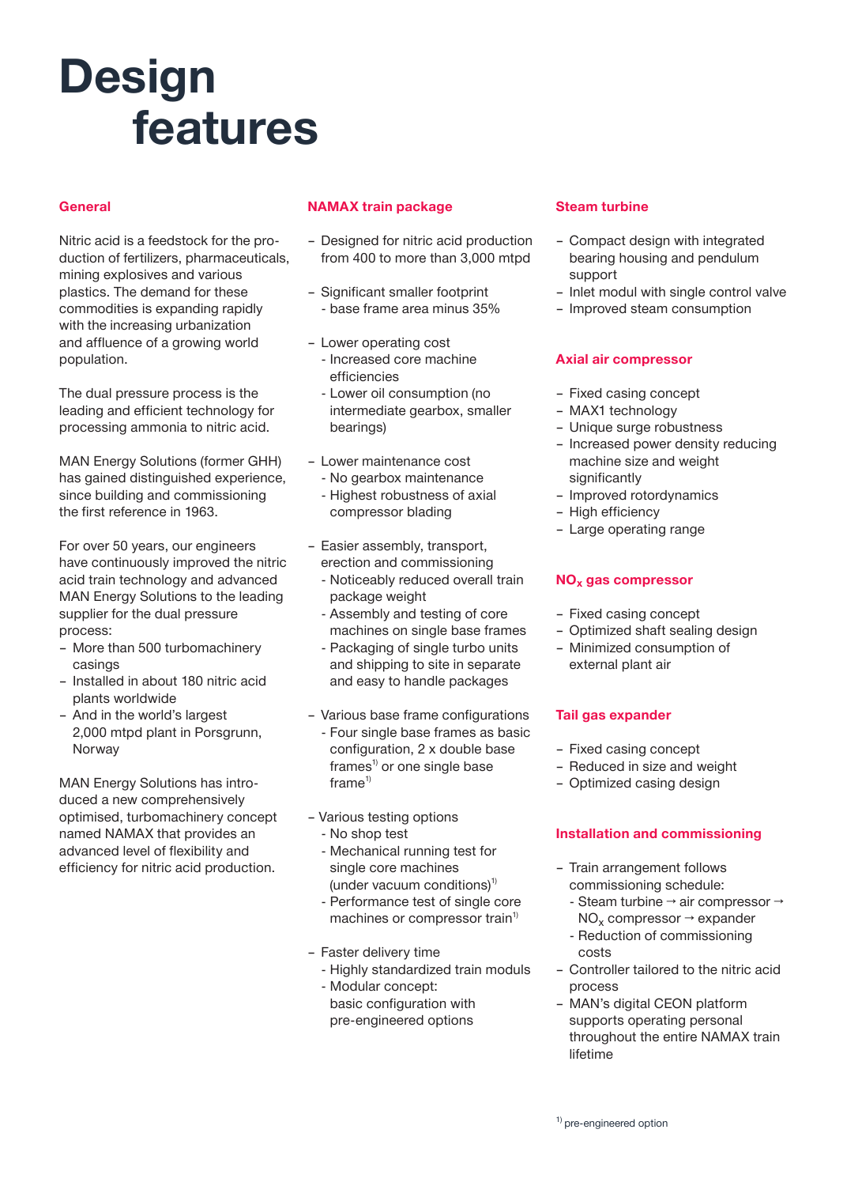# Design features

## General

Nitric acid is a feedstock for the production of fertilizers, pharmaceuticals, mining explosives and various plastics. The demand for these commodities is expanding rapidly with the increasing urbanization and affluence of a growing world population.

The dual pressure process is the leading and efficient technology for processing ammonia to nitric acid.

MAN Energy Solutions (former GHH) has gained distinguished experience, since building and commissioning the first reference in 1963.

For over 50 years, our engineers have continuously improved the nitric acid train technology and advanced MAN Energy Solutions to the leading supplier for the dual pressure process:

- More than 500 turbomachinery casings
- Installed in about 180 nitric acid plants worldwide
- And in the world's largest 2,000 mtpd plant in Porsgrunn, Norway

MAN Energy Solutions has introduced a new comprehensively optimised, turbomachinery concept named NAMAX that provides an advanced level of flexibility and efficiency for nitric acid production.

## NAMAX train package

- Designed for nitric acid production from 400 to more than 3,000 mtpd
- Significant smaller footprint
  - base frame area minus 35%
- Lower operating cost
  - Increased core machine efficiencies
  - Lower oil consumption (no intermediate gearbox, smaller bearings)
- Lower maintenance cost
  - No gearbox maintenance
  - Highest robustness of axial compressor blading
- Easier assembly, transport, erection and commissioning
  - Noticeably reduced overall train package weight
  - Assembly and testing of core machines on single base frames
  - Packaging of single turbo units and shipping to site in separate and easy to handle packages
- Various base frame configurations
  - Four single base frames as basic configuration, 2 x double base frames[1] or one single base frame[1]
- Various testing options
  - No shop test
  - Mechanical running test for single core machines (under vacuum conditions)[1]
  - Performance test of single core machines or compressor train[1]
- Faster delivery time
  - Highly standardized train moduls
  - Modular concept: basic configuration with pre-engineered options

## Steam turbine

- Compact design with integrated bearing housing and pendulum support
- Inlet modul with single control valve
- Improved steam consumption

## Axial air compressor

- Fixed casing concept
- MAX1 technology
- Unique surge robustness
- Increased power density reducing machine size and weight significantly
- Improved rotordynamics
- High efficiency
- Large operating range

## $NO_x$ gas compressor

- Fixed casing concept
- Optimized shaft sealing design
- Minimized consumption of external plant air

## Tail gas expander

- Fixed casing concept
- Reduced in size and weight
- Optimized casing design

## Installation and commissioning

- Train arrangement follows commissioning schedule:
  - Steam turbine → air compressor → $NO_x$ compressor → expander
  - Reduction of commissioning costs
- Controller tailored to the nitric acid process
- MAN's digital CEON platform supports operating personal throughout the entire NAMAX train lifetime

[1] pre-engineered option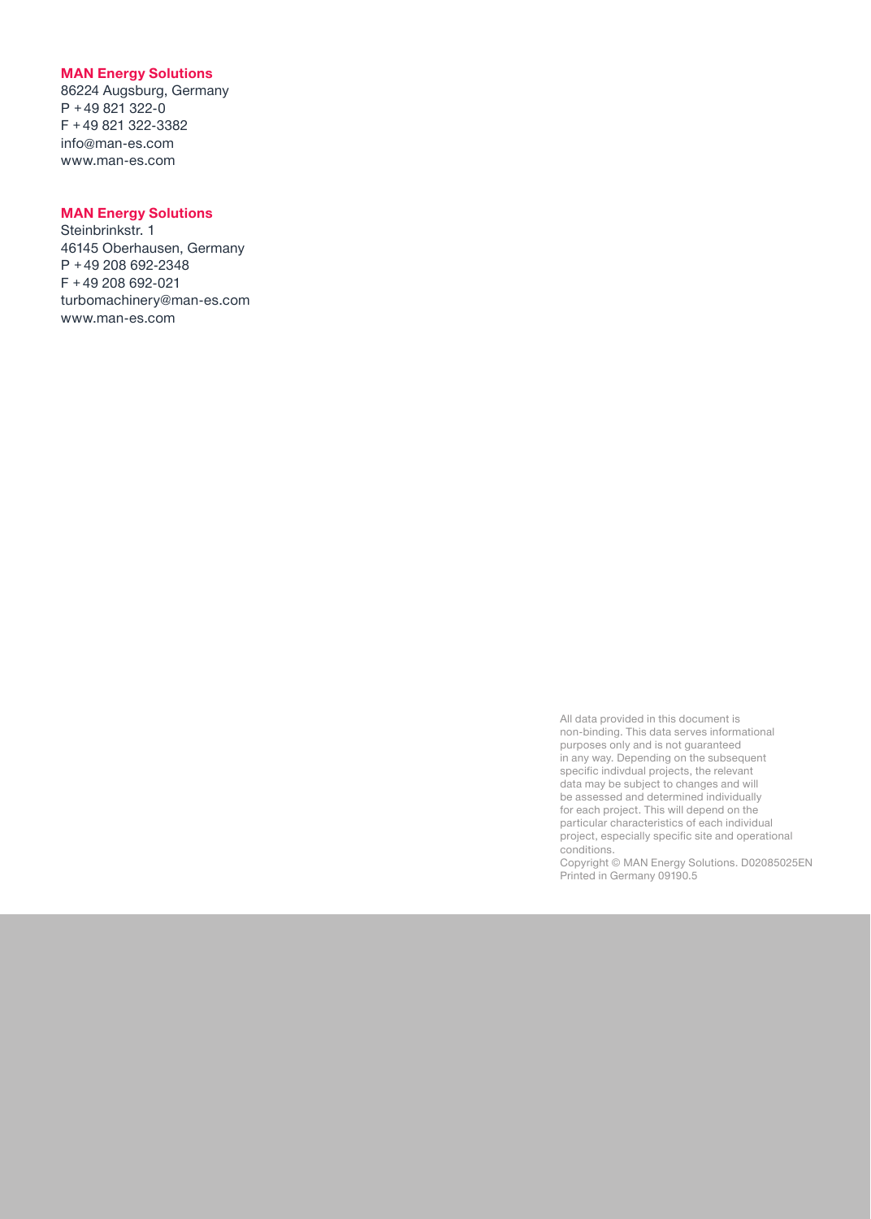**MAN Energy Solutions**
86224 Augsburg, Germany
P + 49 821 322-0
F + 49 821 322-3382
info@man-es.com
www.man-es.com

**MAN Energy Solutions**
Steinbrinkstr. 1
46145 Oberhausen, Germany
P + 49 208 692-2348
F + 49 208 692-021
turbomachinery@man-es.com
www.man-es.com

All data provided in this document is non-binding. This data serves informational purposes only and is not guaranteed in any way. Depending on the subsequent specific indivdual projects, the relevant data may be subject to changes and will be assessed and determined individually for each project. This will depend on the particular characteristics of each individual project, especially specific site and operational conditions.
Copyright © MAN Energy Solutions. D02085025EN
Printed in Germany 09190.5